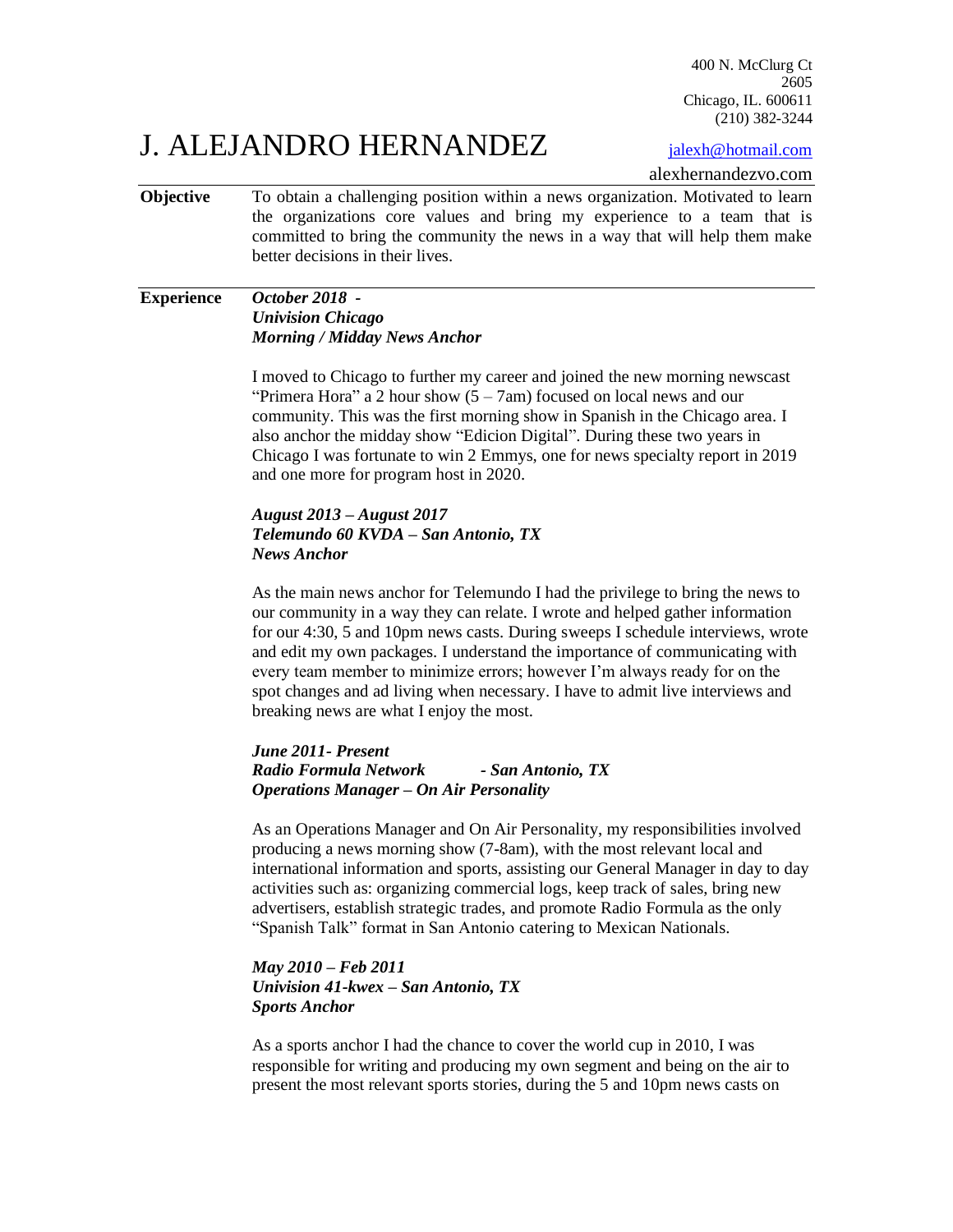400 N. McClurg Ct
2605
Chicago, IL. 600611
(210) 382-3244

# J. ALEJANDRO HERNANDEZ

jalexh@hotmail.com

alexhernandezvo.com

---

**Objective** To obtain a challenging position within a news organization. Motivated to learn the organizations core values and bring my experience to a team that is committed to bring the community the news in a way that will help them make better decisions in their lives.

---

**Experience**

***October 2018 -***
***Univision Chicago***
***Morning / Midday News Anchor***

I moved to Chicago to further my career and joined the new morning newscast "Primera Hora" a 2 hour show (5 – 7am) focused on local news and our community. This was the first morning show in Spanish in the Chicago area. I also anchor the midday show "Edicion Digital". During these two years in Chicago I was fortunate to win 2 Emmys, one for news specialty report in 2019 and one more for program host in 2020.

***August 2013 – August 2017***
***Telemundo 60 KVDA – San Antonio, TX***
***News Anchor***

As the main news anchor for Telemundo I had the privilege to bring the news to our community in a way they can relate. I wrote and helped gather information for our 4:30, 5 and 10pm news casts. During sweeps I schedule interviews, wrote and edit my own packages. I understand the importance of communicating with every team member to minimize errors; however I'm always ready for on the spot changes and ad living when necessary. I have to admit live interviews and breaking news are what I enjoy the most.

***June 2011- Present***
***Radio Formula Network - San Antonio, TX***
***Operations Manager – On Air Personality***

As an Operations Manager and On Air Personality, my responsibilities involved producing a news morning show (7-8am), with the most relevant local and international information and sports, assisting our General Manager in day to day activities such as: organizing commercial logs, keep track of sales, bring new advertisers, establish strategic trades, and promote Radio Formula as the only "Spanish Talk" format in San Antonio catering to Mexican Nationals.

***May 2010 – Feb 2011***
***Univision 41-kwex – San Antonio, TX***
***Sports Anchor***

As a sports anchor I had the chance to cover the world cup in 2010, I was responsible for writing and producing my own segment and being on the air to present the most relevant sports stories, during the 5 and 10pm news casts on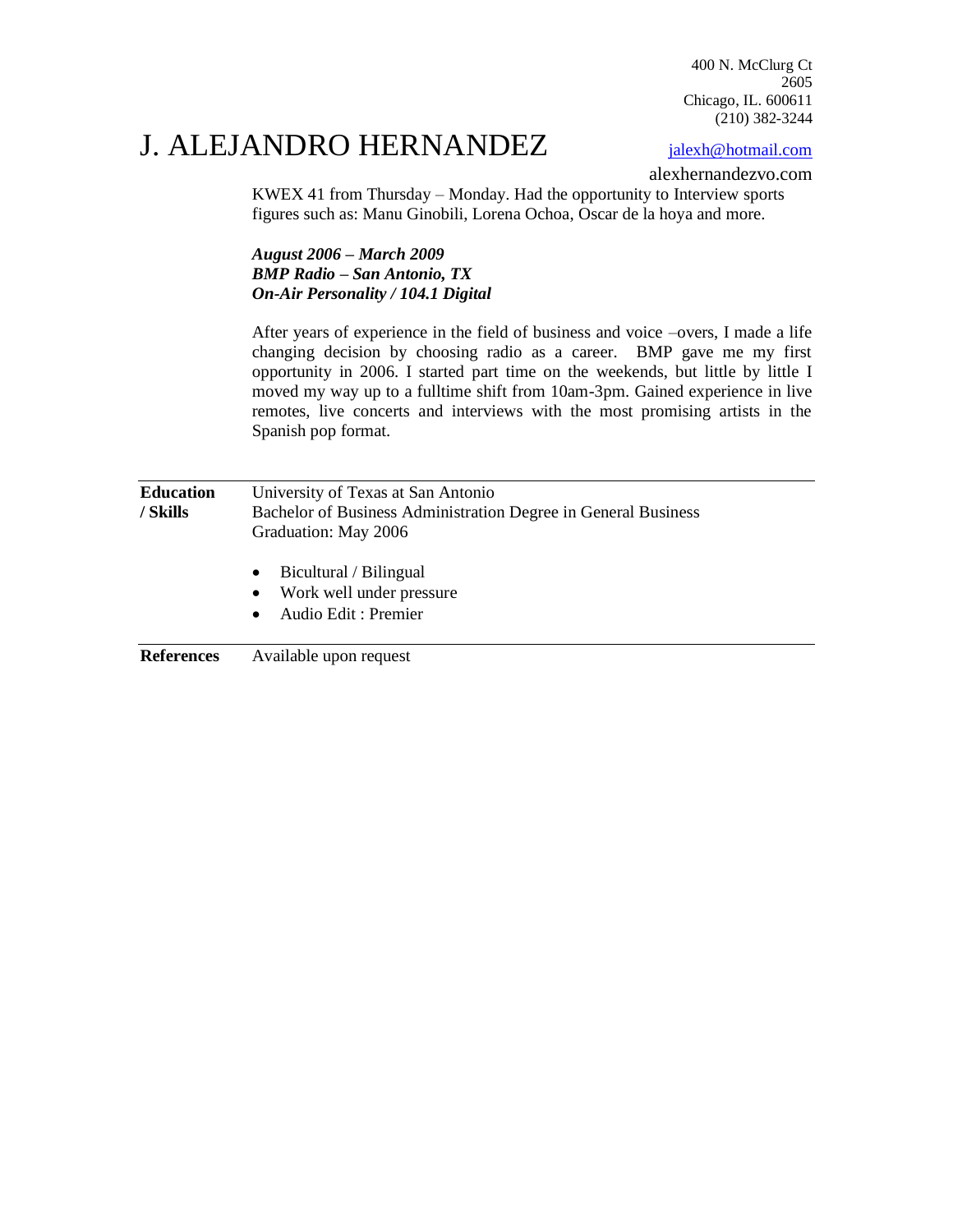400 N. McClurg Ct
2605
Chicago, IL. 600611
(210) 382-3244

# J. ALEJANDRO HERNANDEZ

jalexh@hotmail.com
alexhernandezvo.com

KWEX 41 from Thursday – Monday. Had the opportunity to Interview sports figures such as: Manu Ginobili, Lorena Ochoa, Oscar de la hoya and more.

***August 2006 – March 2009***
***BMP Radio – San Antonio, TX***
***On-Air Personality / 104.1 Digital***

After years of experience in the field of business and voice –overs, I made a life changing decision by choosing radio as a career. BMP gave me my first opportunity in 2006. I started part time on the weekends, but little by little I moved my way up to a fulltime shift from 10am-3pm. Gained experience in live remotes, live concerts and interviews with the most promising artists in the Spanish pop format.

---

**Education / Skills**

University of Texas at San Antonio
Bachelor of Business Administration Degree in General Business
Graduation: May 2006

- Bicultural / Bilingual
- Work well under pressure
- Audio Edit : Premier

---

**References**

Available upon request